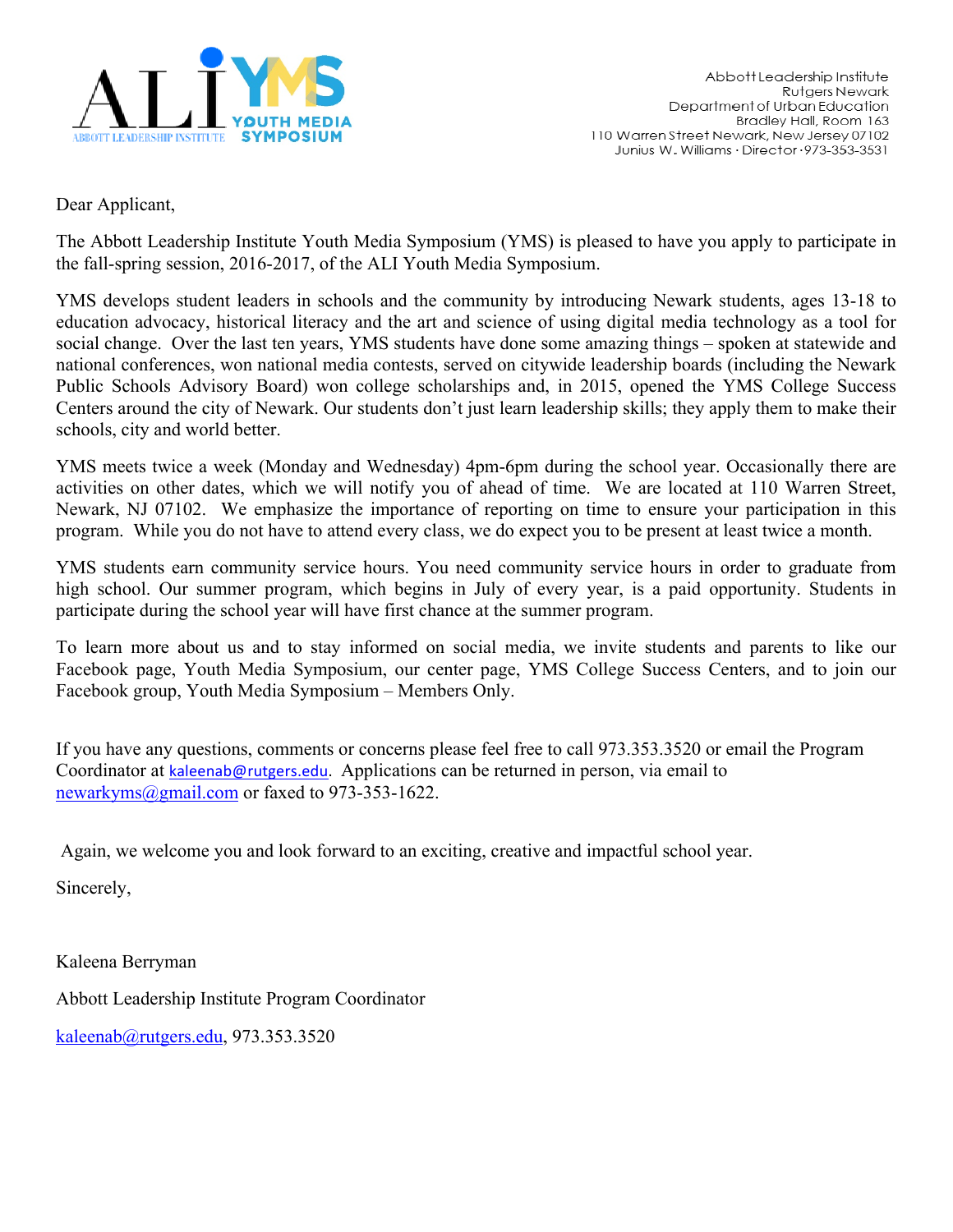ALI YMS YOUTH MEDIA SYMPOSIUM
ABBOTT LEADERSHIP INSTITUTE

Abbott Leadership Institute
Rutgers Newark
Department of Urban Education
Bradley Hall, Room 163
110 Warren Street Newark, New Jersey 07102
Junius W. Williams · Director · 973-353-3531

Dear Applicant,

The Abbott Leadership Institute Youth Media Symposium (YMS) is pleased to have you apply to participate in the fall-spring session, 2016-2017, of the ALI Youth Media Symposium.

YMS develops student leaders in schools and the community by introducing Newark students, ages 13-18 to education advocacy, historical literacy and the art and science of using digital media technology as a tool for social change. Over the last ten years, YMS students have done some amazing things – spoken at statewide and national conferences, won national media contests, served on citywide leadership boards (including the Newark Public Schools Advisory Board) won college scholarships and, in 2015, opened the YMS College Success Centers around the city of Newark. Our students don't just learn leadership skills; they apply them to make their schools, city and world better.

YMS meets twice a week (Monday and Wednesday) 4pm-6pm during the school year. Occasionally there are activities on other dates, which we will notify you of ahead of time. We are located at 110 Warren Street, Newark, NJ 07102. We emphasize the importance of reporting on time to ensure your participation in this program. While you do not have to attend every class, we do expect you to be present at least twice a month.

YMS students earn community service hours. You need community service hours in order to graduate from high school. Our summer program, which begins in July of every year, is a paid opportunity. Students in participate during the school year will have first chance at the summer program.

To learn more about us and to stay informed on social media, we invite students and parents to like our Facebook page, Youth Media Symposium, our center page, YMS College Success Centers, and to join our Facebook group, Youth Media Symposium – Members Only.

If you have any questions, comments or concerns please feel free to call 973.353.3520 or email the Program Coordinator at kaleenab@rutgers.edu. Applications can be returned in person, via email to newarkyms@gmail.com or faxed to 973-353-1622.

Again, we welcome you and look forward to an exciting, creative and impactful school year.

Sincerely,

Kaleena Berryman

Abbott Leadership Institute Program Coordinator

kaleenab@rutgers.edu, 973.353.3520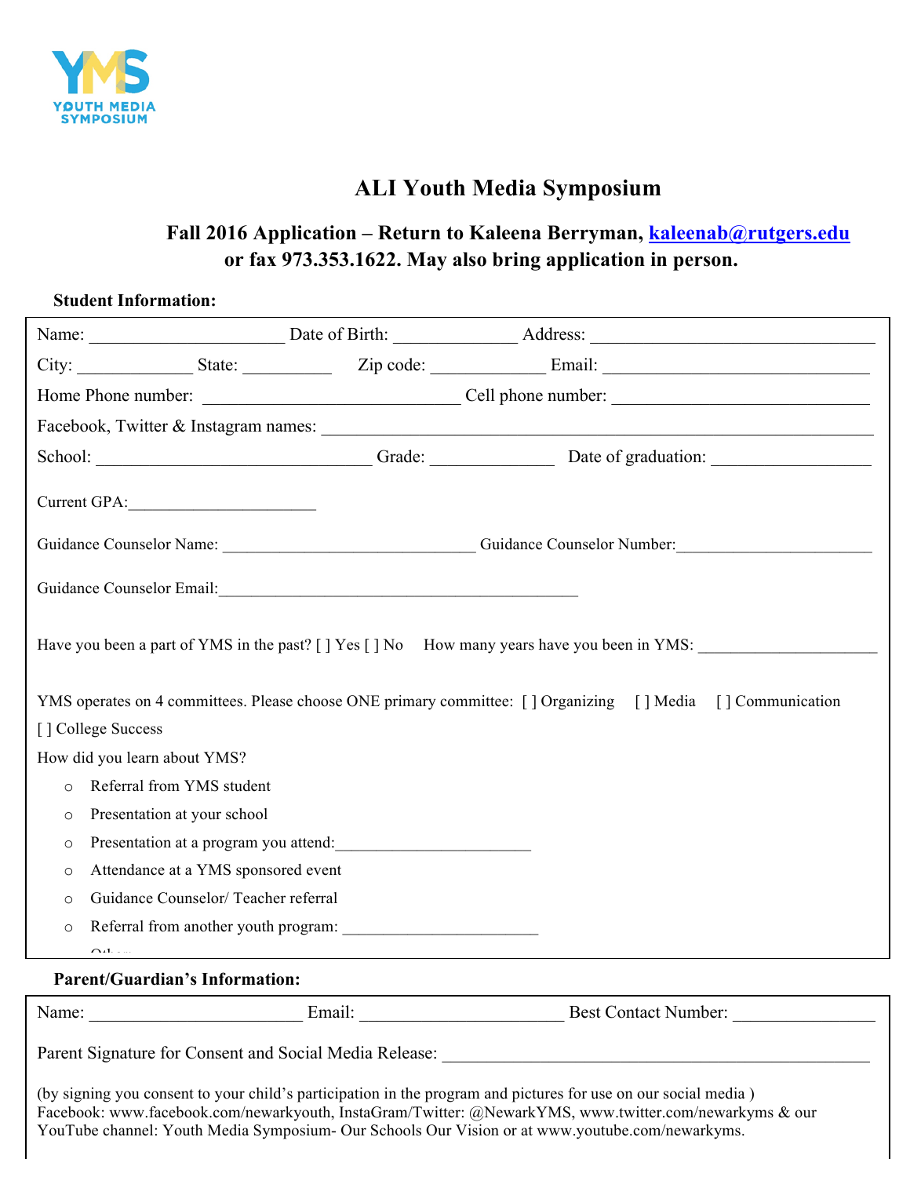YOUTH MEDIA SYMPOSIUM

# ALI Youth Media Symposium

## Fall 2016 Application – Return to Kaleena Berryman, kaleenab@rutgers.edu or fax 973.353.1622. May also bring application in person.

**Student Information:**

Name: ______________________ Date of Birth: ______________ Address: ________________________________

City: _____________ State: __________ Zip code: _____________ Email: ______________________________

Home Phone number: _____________________________ Cell phone number: _____________________________

Facebook, Twitter & Instagram names: ________________________________________________________________

School: _______________________________ Grade: ______________ Date of graduation: __________________

Current GPA:______________________

Guidance Counselor Name: _____________________________ Guidance Counselor Number:_______________________

Guidance Counselor Email:__________________________________________

Have you been a part of YMS in the past? [ ] Yes [ ] No How many years have you been in YMS: _____________________

YMS operates on 4 committees. Please choose ONE primary committee: [ ] Organizing [ ] Media [ ] Communication [ ] College Success

How did you learn about YMS?

- Referral from YMS student
- Presentation at your school
- Presentation at a program you attend:_______________________
- Attendance at a YMS sponsored event
- Guidance Counselor/ Teacher referral
- Referral from another youth program: _______________________
- Other:

**Parent/Guardian's Information:**

Name: ________________________ Email: _______________________ Best Contact Number: ________________

Parent Signature for Consent and Social Media Release: __________________________________________________

(by signing you consent to your child's participation in the program and pictures for use on our social media ) Facebook: www.facebook.com/newarkyouth, InstaGram/Twitter: @NewarkYMS, www.twitter.com/newarkyms & our YouTube channel: Youth Media Symposium- Our Schools Our Vision or at www.youtube.com/newarkyms.